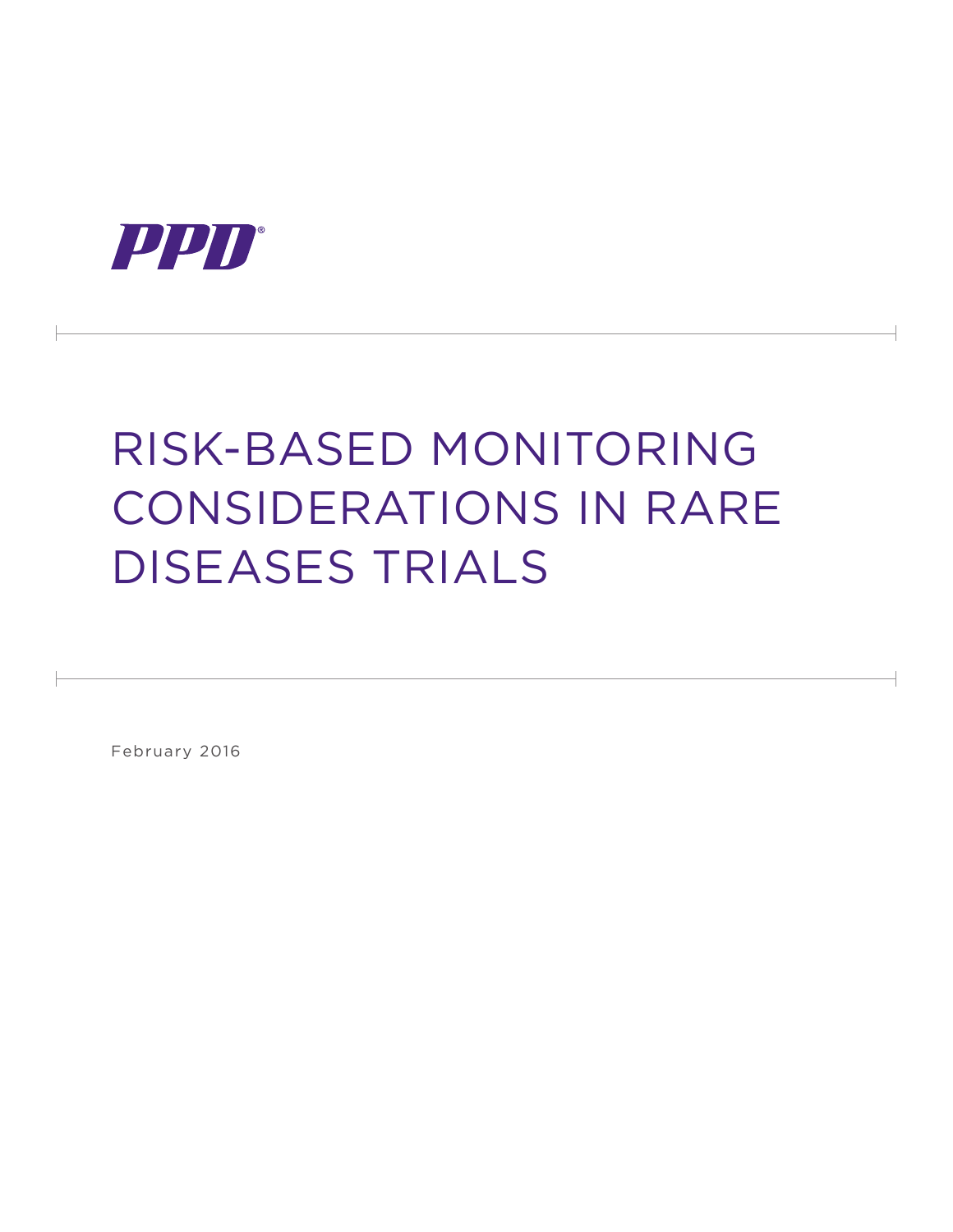PPD®

# RISK-BASED MONITORING CONSIDERATIONS IN RARE DISEASES TRIALS

February 2016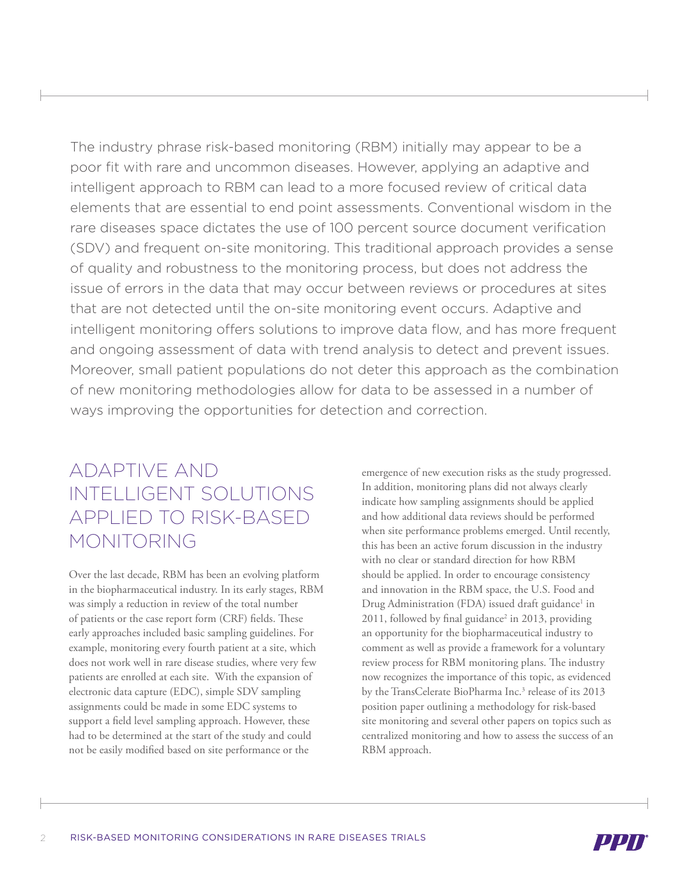The industry phrase risk-based monitoring (RBM) initially may appear to be a poor fit with rare and uncommon diseases. However, applying an adaptive and intelligent approach to RBM can lead to a more focused review of critical data elements that are essential to end point assessments. Conventional wisdom in the rare diseases space dictates the use of 100 percent source document verification (SDV) and frequent on-site monitoring. This traditional approach provides a sense of quality and robustness to the monitoring process, but does not address the issue of errors in the data that may occur between reviews or procedures at sites that are not detected until the on-site monitoring event occurs. Adaptive and intelligent monitoring offers solutions to improve data flow, and has more frequent and ongoing assessment of data with trend analysis to detect and prevent issues. Moreover, small patient populations do not deter this approach as the combination of new monitoring methodologies allow for data to be assessed in a number of ways improving the opportunities for detection and correction.

## ADAPTIVE AND INTELLIGENT SOLUTIONS APPLIED TO RISK-BASED MONITORING

Over the last decade, RBM has been an evolving platform in the biopharmaceutical industry. In its early stages, RBM was simply a reduction in review of the total number of patients or the case report form (CRF) fields. These early approaches included basic sampling guidelines. For example, monitoring every fourth patient at a site, which does not work well in rare disease studies, where very few patients are enrolled at each site. With the expansion of electronic data capture (EDC), simple SDV sampling assignments could be made in some EDC systems to support a field level sampling approach. However, these had to be determined at the start of the study and could not be easily modified based on site performance or the emergence of new execution risks as the study progressed. In addition, monitoring plans did not always clearly indicate how sampling assignments should be applied and how additional data reviews should be performed when site performance problems emerged. Until recently, this has been an active forum discussion in the industry with no clear or standard direction for how RBM should be applied. In order to encourage consistency and innovation in the RBM space, the U.S. Food and Drug Administration (FDA) issued draft guidance[1] in 2011, followed by final guidance[2] in 2013, providing an opportunity for the biopharmaceutical industry to comment as well as provide a framework for a voluntary review process for RBM monitoring plans. The industry now recognizes the importance of this topic, as evidenced by the TransCelerate BioPharma Inc.[3] release of its 2013 position paper outlining a methodology for risk-based site monitoring and several other papers on topics such as centralized monitoring and how to assess the success of an RBM approach.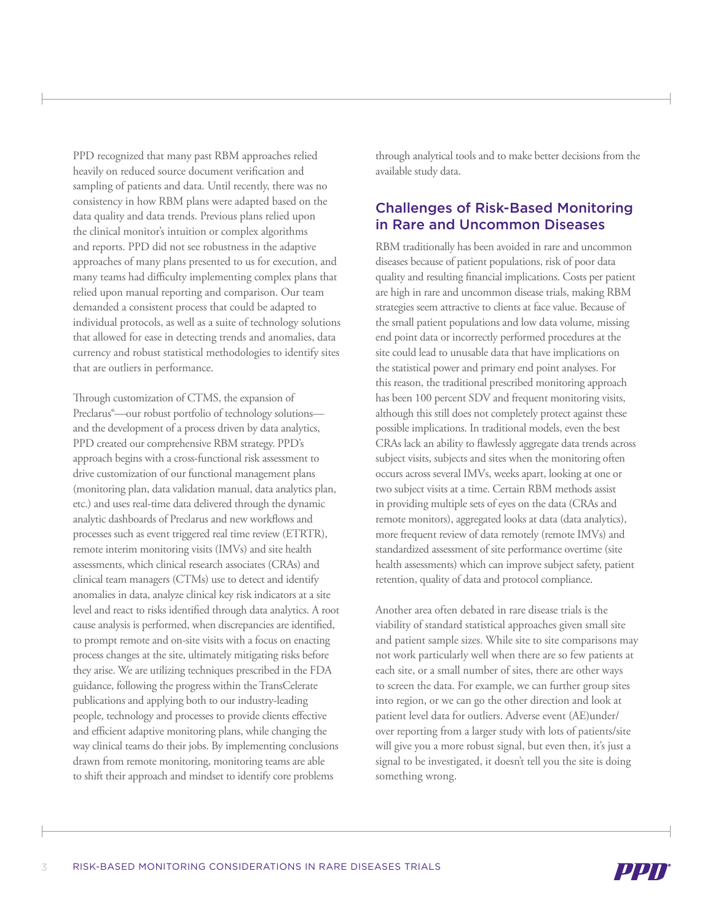PPD recognized that many past RBM approaches relied heavily on reduced source document verification and sampling of patients and data. Until recently, there was no consistency in how RBM plans were adapted based on the data quality and data trends. Previous plans relied upon the clinical monitor's intuition or complex algorithms and reports. PPD did not see robustness in the adaptive approaches of many plans presented to us for execution, and many teams had difficulty implementing complex plans that relied upon manual reporting and comparison. Our team demanded a consistent process that could be adapted to individual protocols, as well as a suite of technology solutions that allowed for ease in detecting trends and anomalies, data currency and robust statistical methodologies to identify sites that are outliers in performance.

Through customization of CTMS, the expansion of Preclarus®—our robust portfolio of technology solutions—and the development of a process driven by data analytics, PPD created our comprehensive RBM strategy. PPD's approach begins with a cross-functional risk assessment to drive customization of our functional management plans (monitoring plan, data validation manual, data analytics plan, etc.) and uses real-time data delivered through the dynamic analytic dashboards of Preclarus and new workflows and processes such as event triggered real time review (ETRTR), remote interim monitoring visits (IMVs) and site health assessments, which clinical research associates (CRAs) and clinical team managers (CTMs) use to detect and identify anomalies in data, analyze clinical key risk indicators at a site level and react to risks identified through data analytics. A root cause analysis is performed, when discrepancies are identified, to prompt remote and on-site visits with a focus on enacting process changes at the site, ultimately mitigating risks before they arise. We are utilizing techniques prescribed in the FDA guidance, following the progress within the TransCelerate publications and applying both to our industry-leading people, technology and processes to provide clients effective and efficient adaptive monitoring plans, while changing the way clinical teams do their jobs. By implementing conclusions drawn from remote monitoring, monitoring teams are able to shift their approach and mindset to identify core problems through analytical tools and to make better decisions from the available study data.

## Challenges of Risk-Based Monitoring in Rare and Uncommon Diseases

RBM traditionally has been avoided in rare and uncommon diseases because of patient populations, risk of poor data quality and resulting financial implications. Costs per patient are high in rare and uncommon disease trials, making RBM strategies seem attractive to clients at face value. Because of the small patient populations and low data volume, missing end point data or incorrectly performed procedures at the site could lead to unusable data that have implications on the statistical power and primary end point analyses. For this reason, the traditional prescribed monitoring approach has been 100 percent SDV and frequent monitoring visits, although this still does not completely protect against these possible implications. In traditional models, even the best CRAs lack an ability to flawlessly aggregate data trends across subject visits, subjects and sites when the monitoring often occurs across several IMVs, weeks apart, looking at one or two subject visits at a time. Certain RBM methods assist in providing multiple sets of eyes on the data (CRAs and remote monitors), aggregated looks at data (data analytics), more frequent review of data remotely (remote IMVs) and standardized assessment of site performance overtime (site health assessments) which can improve subject safety, patient retention, quality of data and protocol compliance.

Another area often debated in rare disease trials is the viability of standard statistical approaches given small site and patient sample sizes. While site to site comparisons may not work particularly well when there are so few patients at each site, or a small number of sites, there are other ways to screen the data. For example, we can further group sites into region, or we can go the other direction and look at patient level data for outliers. Adverse event (AE)under/over reporting from a larger study with lots of patients/site will give you a more robust signal, but even then, it's just a signal to be investigated, it doesn't tell you the site is doing something wrong.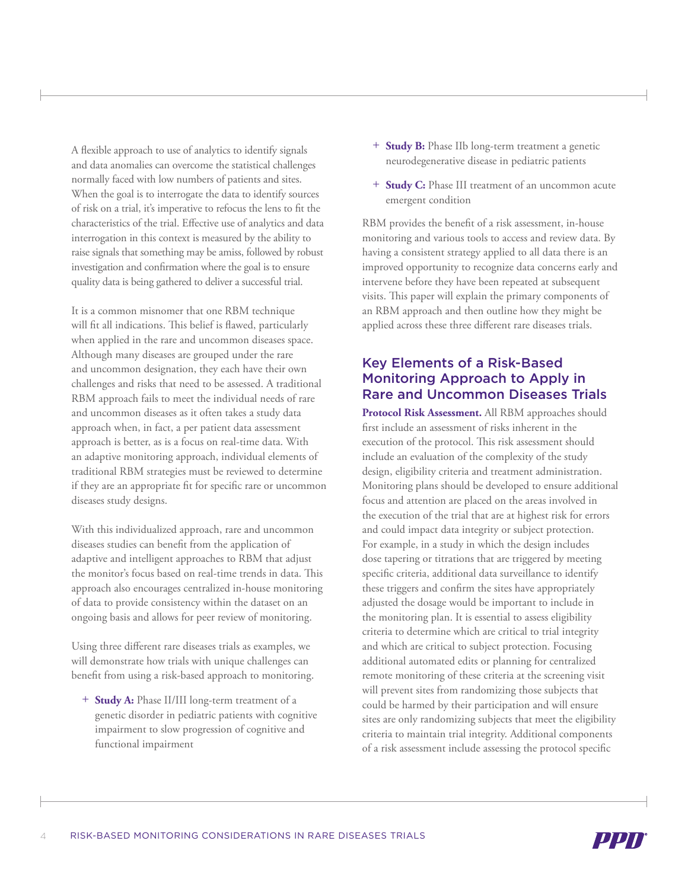A flexible approach to use of analytics to identify signals and data anomalies can overcome the statistical challenges normally faced with low numbers of patients and sites. When the goal is to interrogate the data to identify sources of risk on a trial, it's imperative to refocus the lens to fit the characteristics of the trial. Effective use of analytics and data interrogation in this context is measured by the ability to raise signals that something may be amiss, followed by robust investigation and confirmation where the goal is to ensure quality data is being gathered to deliver a successful trial.

It is a common misnomer that one RBM technique will fit all indications. This belief is flawed, particularly when applied in the rare and uncommon diseases space. Although many diseases are grouped under the rare and uncommon designation, they each have their own challenges and risks that need to be assessed. A traditional RBM approach fails to meet the individual needs of rare and uncommon diseases as it often takes a study data approach when, in fact, a per patient data assessment approach is better, as is a focus on real-time data. With an adaptive monitoring approach, individual elements of traditional RBM strategies must be reviewed to determine if they are an appropriate fit for specific rare or uncommon diseases study designs.

With this individualized approach, rare and uncommon diseases studies can benefit from the application of adaptive and intelligent approaches to RBM that adjust the monitor's focus based on real-time trends in data. This approach also encourages centralized in-house monitoring of data to provide consistency within the dataset on an ongoing basis and allows for peer review of monitoring.

Using three different rare diseases trials as examples, we will demonstrate how trials with unique challenges can benefit from using a risk-based approach to monitoring.

+ **Study A:** Phase II/III long-term treatment of a genetic disorder in pediatric patients with cognitive impairment to slow progression of cognitive and functional impairment
+ **Study B:** Phase IIb long-term treatment a genetic neurodegenerative disease in pediatric patients
+ **Study C:** Phase III treatment of an uncommon acute emergent condition

RBM provides the benefit of a risk assessment, in-house monitoring and various tools to access and review data. By having a consistent strategy applied to all data there is an improved opportunity to recognize data concerns early and intervene before they have been repeated at subsequent visits. This paper will explain the primary components of an RBM approach and then outline how they might be applied across these three different rare diseases trials.

## Key Elements of a Risk-Based Monitoring Approach to Apply in Rare and Uncommon Diseases Trials

**Protocol Risk Assessment.** All RBM approaches should first include an assessment of risks inherent in the execution of the protocol. This risk assessment should include an evaluation of the complexity of the study design, eligibility criteria and treatment administration. Monitoring plans should be developed to ensure additional focus and attention are placed on the areas involved in the execution of the trial that are at highest risk for errors and could impact data integrity or subject protection. For example, in a study in which the design includes dose tapering or titrations that are triggered by meeting specific criteria, additional data surveillance to identify these triggers and confirm the sites have appropriately adjusted the dosage would be important to include in the monitoring plan. It is essential to assess eligibility criteria to determine which are critical to trial integrity and which are critical to subject protection. Focusing additional automated edits or planning for centralized remote monitoring of these criteria at the screening visit will prevent sites from randomizing those subjects that could be harmed by their participation and will ensure sites are only randomizing subjects that meet the eligibility criteria to maintain trial integrity. Additional components of a risk assessment include assessing the protocol specific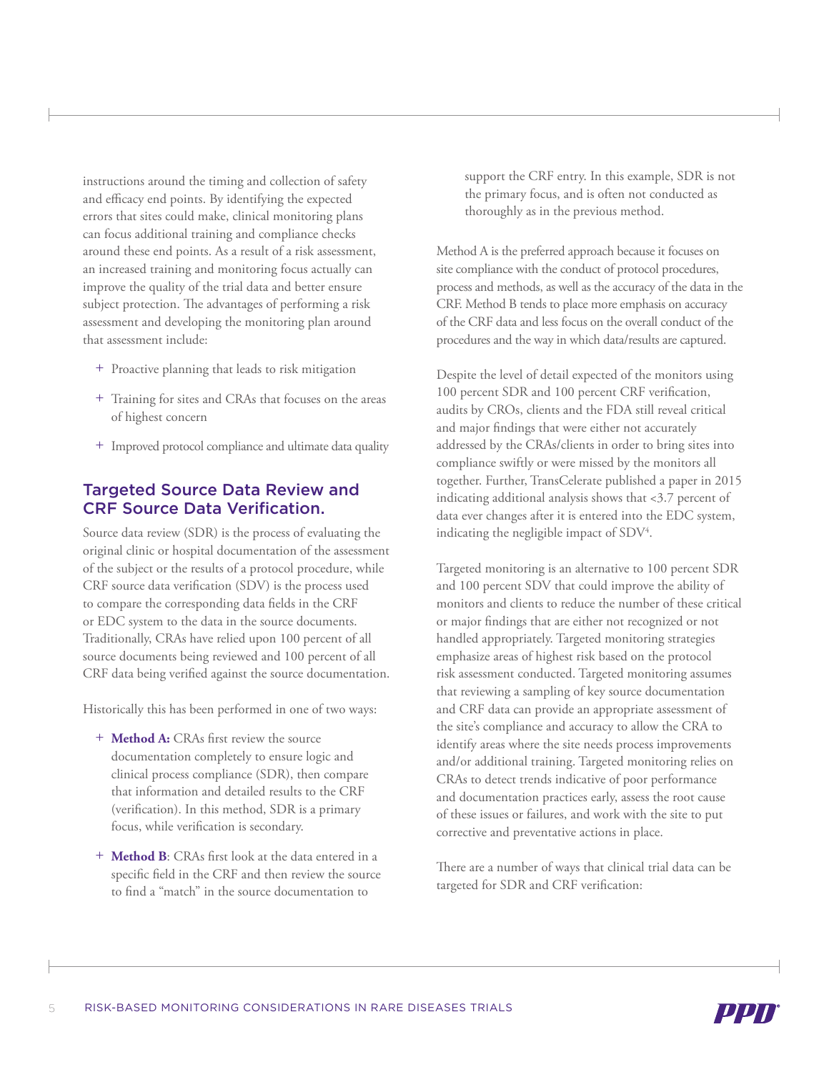instructions around the timing and collection of safety and efficacy end points. By identifying the expected errors that sites could make, clinical monitoring plans can focus additional training and compliance checks around these end points. As a result of a risk assessment, an increased training and monitoring focus actually can improve the quality of the trial data and better ensure subject protection. The advantages of performing a risk assessment and developing the monitoring plan around that assessment include:

+ Proactive planning that leads to risk mitigation
+ Training for sites and CRAs that focuses on the areas of highest concern
+ Improved protocol compliance and ultimate data quality

## Targeted Source Data Review and CRF Source Data Verification.

Source data review (SDR) is the process of evaluating the original clinic or hospital documentation of the assessment of the subject or the results of a protocol procedure, while CRF source data verification (SDV) is the process used to compare the corresponding data fields in the CRF or EDC system to the data in the source documents. Traditionally, CRAs have relied upon 100 percent of all source documents being reviewed and 100 percent of all CRF data being verified against the source documentation.

Historically this has been performed in one of two ways:

+ **Method A:** CRAs first review the source documentation completely to ensure logic and clinical process compliance (SDR), then compare that information and detailed results to the CRF (verification). In this method, SDR is a primary focus, while verification is secondary.
+ **Method B**: CRAs first look at the data entered in a specific field in the CRF and then review the source to find a "match" in the source documentation to support the CRF entry. In this example, SDR is not the primary focus, and is often not conducted as thoroughly as in the previous method.

Method A is the preferred approach because it focuses on site compliance with the conduct of protocol procedures, process and methods, as well as the accuracy of the data in the CRF. Method B tends to place more emphasis on accuracy of the CRF data and less focus on the overall conduct of the procedures and the way in which data/results are captured.

Despite the level of detail expected of the monitors using 100 percent SDR and 100 percent CRF verification, audits by CROs, clients and the FDA still reveal critical and major findings that were either not accurately addressed by the CRAs/clients in order to bring sites into compliance swiftly or were missed by the monitors all together. Further, TransCelerate published a paper in 2015 indicating additional analysis shows that <3.7 percent of data ever changes after it is entered into the EDC system, indicating the negligible impact of SDV[4].

Targeted monitoring is an alternative to 100 percent SDR and 100 percent SDV that could improve the ability of monitors and clients to reduce the number of these critical or major findings that are either not recognized or not handled appropriately. Targeted monitoring strategies emphasize areas of highest risk based on the protocol risk assessment conducted. Targeted monitoring assumes that reviewing a sampling of key source documentation and CRF data can provide an appropriate assessment of the site's compliance and accuracy to allow the CRA to identify areas where the site needs process improvements and/or additional training. Targeted monitoring relies on CRAs to detect trends indicative of poor performance and documentation practices early, assess the root cause of these issues or failures, and work with the site to put corrective and preventative actions in place.

There are a number of ways that clinical trial data can be targeted for SDR and CRF verification: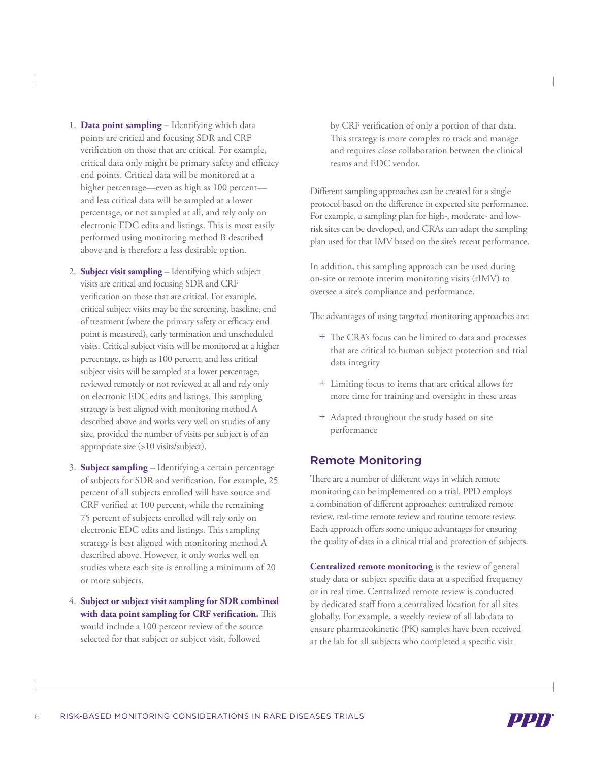1. **Data point sampling** – Identifying which data points are critical and focusing SDR and CRF verification on those that are critical. For example, critical data only might be primary safety and efficacy end points. Critical data will be monitored at a higher percentage—even as high as 100 percent—and less critical data will be sampled at a lower percentage, or not sampled at all, and rely only on electronic EDC edits and listings. This is most easily performed using monitoring method B described above and is therefore a less desirable option.

2. **Subject visit sampling** – Identifying which subject visits are critical and focusing SDR and CRF verification on those that are critical. For example, critical subject visits may be the screening, baseline, end of treatment (where the primary safety or efficacy end point is measured), early termination and unscheduled visits. Critical subject visits will be monitored at a higher percentage, as high as 100 percent, and less critical subject visits will be sampled at a lower percentage, reviewed remotely or not reviewed at all and rely only on electronic EDC edits and listings. This sampling strategy is best aligned with monitoring method A described above and works very well on studies of any size, provided the number of visits per subject is of an appropriate size (>10 visits/subject).

3. **Subject sampling** – Identifying a certain percentage of subjects for SDR and verification. For example, 25 percent of all subjects enrolled will have source and CRF verified at 100 percent, while the remaining 75 percent of subjects enrolled will rely only on electronic EDC edits and listings. This sampling strategy is best aligned with monitoring method A described above. However, it only works well on studies where each site is enrolling a minimum of 20 or more subjects.

4. **Subject or subject visit sampling for SDR combined with data point sampling for CRF verification.** This would include a 100 percent review of the source selected for that subject or subject visit, followed by CRF verification of only a portion of that data. This strategy is more complex to track and manage and requires close collaboration between the clinical teams and EDC vendor.

Different sampling approaches can be created for a single protocol based on the difference in expected site performance. For example, a sampling plan for high-, moderate- and low-risk sites can be developed, and CRAs can adapt the sampling plan used for that IMV based on the site's recent performance.

In addition, this sampling approach can be used during on-site or remote interim monitoring visits (rIMV) to oversee a site's compliance and performance.

The advantages of using targeted monitoring approaches are:

+ The CRA's focus can be limited to data and processes that are critical to human subject protection and trial data integrity
+ Limiting focus to items that are critical allows for more time for training and oversight in these areas
+ Adapted throughout the study based on site performance

## Remote Monitoring

There are a number of different ways in which remote monitoring can be implemented on a trial. PPD employs a combination of different approaches: centralized remote review, real-time remote review and routine remote review. Each approach offers some unique advantages for ensuring the quality of data in a clinical trial and protection of subjects.

**Centralized remote monitoring** is the review of general study data or subject specific data at a specified frequency or in real time. Centralized remote review is conducted by dedicated staff from a centralized location for all sites globally. For example, a weekly review of all lab data to ensure pharmacokinetic (PK) samples have been received at the lab for all subjects who completed a specific visit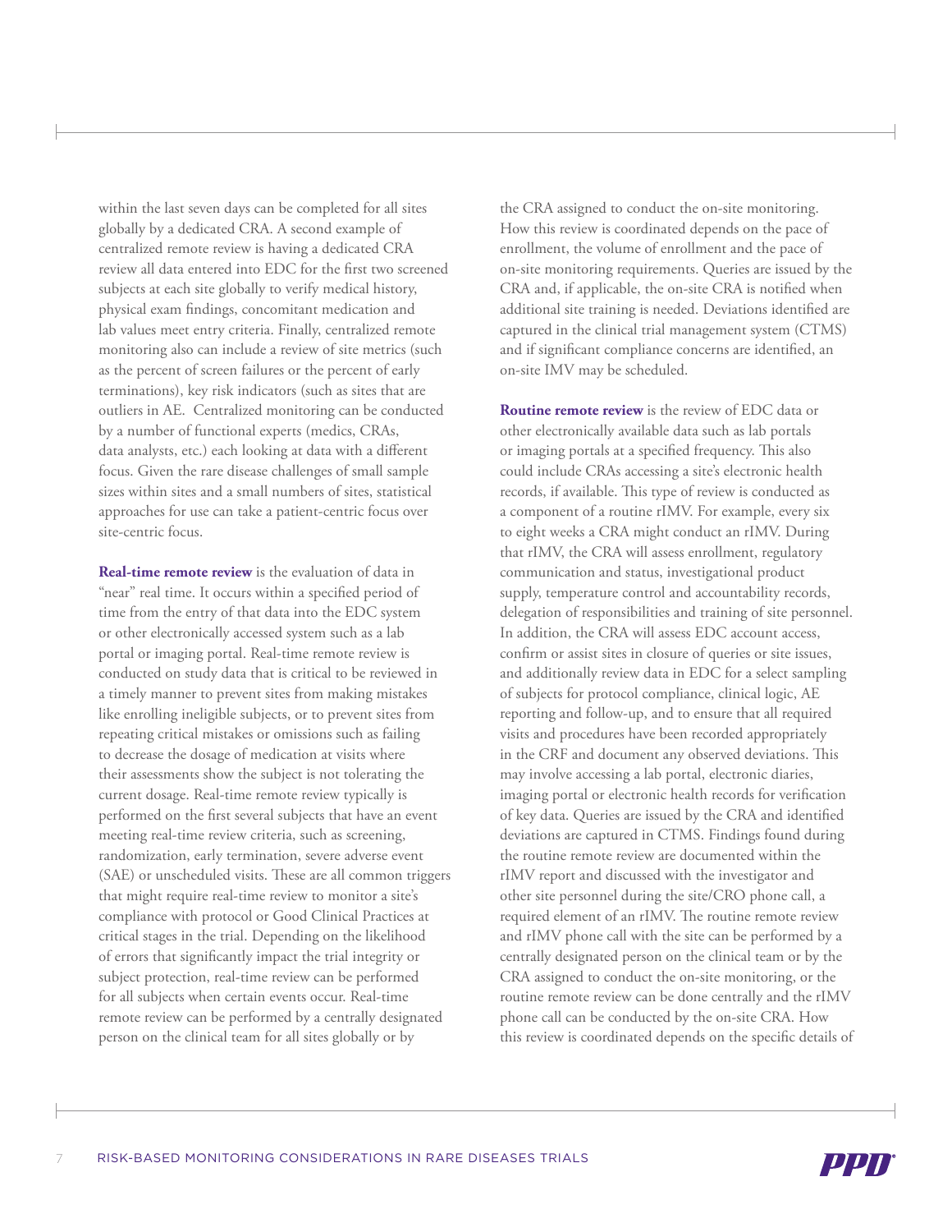within the last seven days can be completed for all sites globally by a dedicated CRA. A second example of centralized remote review is having a dedicated CRA review all data entered into EDC for the first two screened subjects at each site globally to verify medical history, physical exam findings, concomitant medication and lab values meet entry criteria. Finally, centralized remote monitoring also can include a review of site metrics (such as the percent of screen failures or the percent of early terminations), key risk indicators (such as sites that are outliers in AE. Centralized monitoring can be conducted by a number of functional experts (medics, CRAs, data analysts, etc.) each looking at data with a different focus. Given the rare disease challenges of small sample sizes within sites and a small numbers of sites, statistical approaches for use can take a patient-centric focus over site-centric focus.

**Real-time remote review** is the evaluation of data in "near" real time. It occurs within a specified period of time from the entry of that data into the EDC system or other electronically accessed system such as a lab portal or imaging portal. Real-time remote review is conducted on study data that is critical to be reviewed in a timely manner to prevent sites from making mistakes like enrolling ineligible subjects, or to prevent sites from repeating critical mistakes or omissions such as failing to decrease the dosage of medication at visits where their assessments show the subject is not tolerating the current dosage. Real-time remote review typically is performed on the first several subjects that have an event meeting real-time review criteria, such as screening, randomization, early termination, severe adverse event (SAE) or unscheduled visits. These are all common triggers that might require real-time review to monitor a site's compliance with protocol or Good Clinical Practices at critical stages in the trial. Depending on the likelihood of errors that significantly impact the trial integrity or subject protection, real-time review can be performed for all subjects when certain events occur. Real-time remote review can be performed by a centrally designated person on the clinical team for all sites globally or by the CRA assigned to conduct the on-site monitoring. How this review is coordinated depends on the pace of enrollment, the volume of enrollment and the pace of on-site monitoring requirements. Queries are issued by the CRA and, if applicable, the on-site CRA is notified when additional site training is needed. Deviations identified are captured in the clinical trial management system (CTMS) and if significant compliance concerns are identified, an on-site IMV may be scheduled.

**Routine remote review** is the review of EDC data or other electronically available data such as lab portals or imaging portals at a specified frequency. This also could include CRAs accessing a site's electronic health records, if available. This type of review is conducted as a component of a routine rIMV. For example, every six to eight weeks a CRA might conduct an rIMV. During that rIMV, the CRA will assess enrollment, regulatory communication and status, investigational product supply, temperature control and accountability records, delegation of responsibilities and training of site personnel. In addition, the CRA will assess EDC account access, confirm or assist sites in closure of queries or site issues, and additionally review data in EDC for a select sampling of subjects for protocol compliance, clinical logic, AE reporting and follow-up, and to ensure that all required visits and procedures have been recorded appropriately in the CRF and document any observed deviations. This may involve accessing a lab portal, electronic diaries, imaging portal or electronic health records for verification of key data. Queries are issued by the CRA and identified deviations are captured in CTMS. Findings found during the routine remote review are documented within the rIMV report and discussed with the investigator and other site personnel during the site/CRO phone call, a required element of an rIMV. The routine remote review and rIMV phone call with the site can be performed by a centrally designated person on the clinical team or by the CRA assigned to conduct the on-site monitoring, or the routine remote review can be done centrally and the rIMV phone call can be conducted by the on-site CRA. How this review is coordinated depends on the specific details of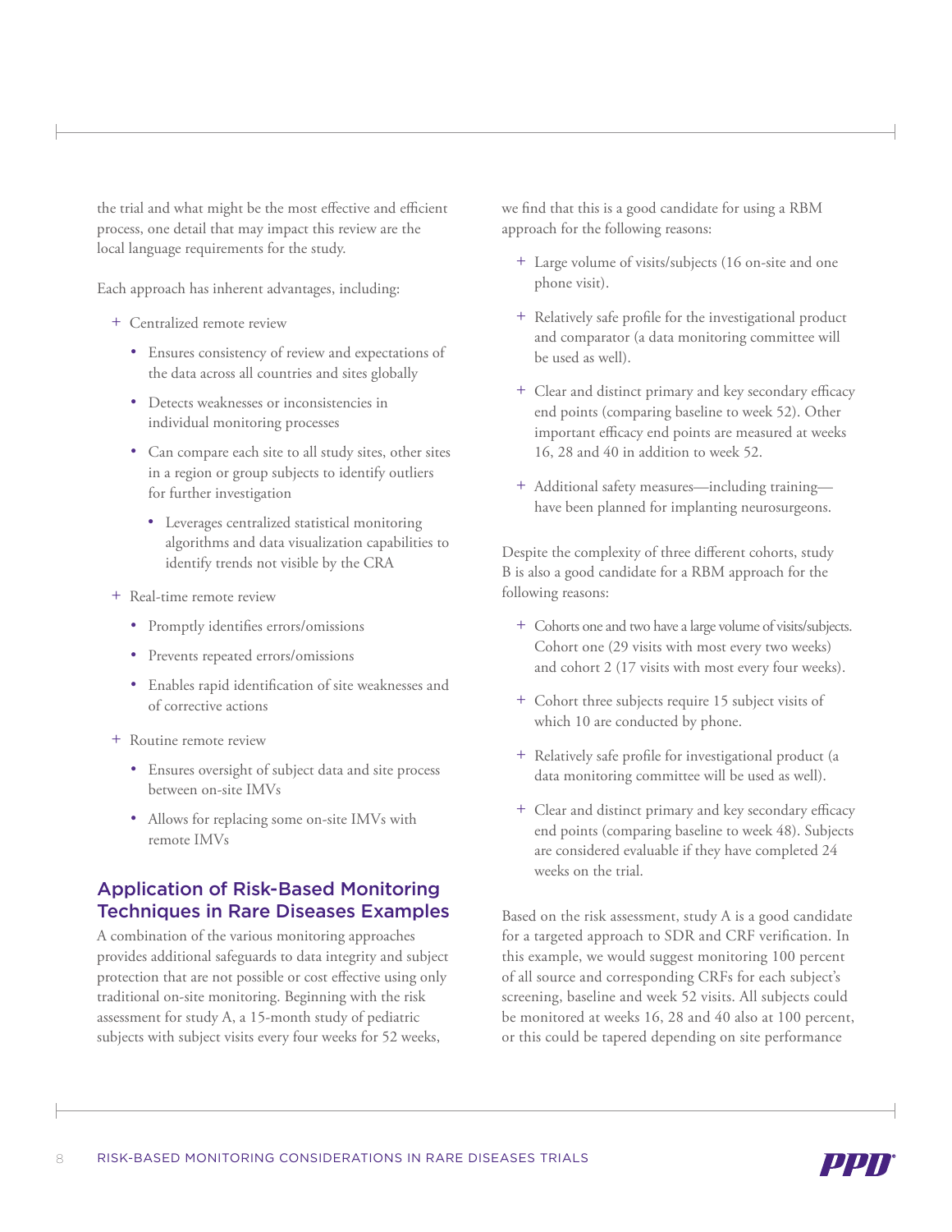the trial and what might be the most effective and efficient process, one detail that may impact this review are the local language requirements for the study.

Each approach has inherent advantages, including:

+ Centralized remote review
  - Ensures consistency of review and expectations of the data across all countries and sites globally
  - Detects weaknesses or inconsistencies in individual monitoring processes
  - Can compare each site to all study sites, other sites in a region or group subjects to identify outliers for further investigation
    - Leverages centralized statistical monitoring algorithms and data visualization capabilities to identify trends not visible by the CRA
+ Real-time remote review
  - Promptly identifies errors/omissions
  - Prevents repeated errors/omissions
  - Enables rapid identification of site weaknesses and of corrective actions
+ Routine remote review
  - Ensures oversight of subject data and site process between on-site IMVs
  - Allows for replacing some on-site IMVs with remote IMVs

## Application of Risk-Based Monitoring Techniques in Rare Diseases Examples

A combination of the various monitoring approaches provides additional safeguards to data integrity and subject protection that are not possible or cost effective using only traditional on-site monitoring. Beginning with the risk assessment for study A, a 15-month study of pediatric subjects with subject visits every four weeks for 52 weeks, we find that this is a good candidate for using a RBM approach for the following reasons:

+ Large volume of visits/subjects (16 on-site and one phone visit).
+ Relatively safe profile for the investigational product and comparator (a data monitoring committee will be used as well).
+ Clear and distinct primary and key secondary efficacy end points (comparing baseline to week 52). Other important efficacy end points are measured at weeks 16, 28 and 40 in addition to week 52.
+ Additional safety measures—including training—have been planned for implanting neurosurgeons.

Despite the complexity of three different cohorts, study B is also a good candidate for a RBM approach for the following reasons:

+ Cohorts one and two have a large volume of visits/subjects. Cohort one (29 visits with most every two weeks) and cohort 2 (17 visits with most every four weeks).
+ Cohort three subjects require 15 subject visits of which 10 are conducted by phone.
+ Relatively safe profile for investigational product (a data monitoring committee will be used as well).
+ Clear and distinct primary and key secondary efficacy end points (comparing baseline to week 48). Subjects are considered evaluable if they have completed 24 weeks on the trial.

Based on the risk assessment, study A is a good candidate for a targeted approach to SDR and CRF verification. In this example, we would suggest monitoring 100 percent of all source and corresponding CRFs for each subject's screening, baseline and week 52 visits. All subjects could be monitored at weeks 16, 28 and 40 also at 100 percent, or this could be tapered depending on site performance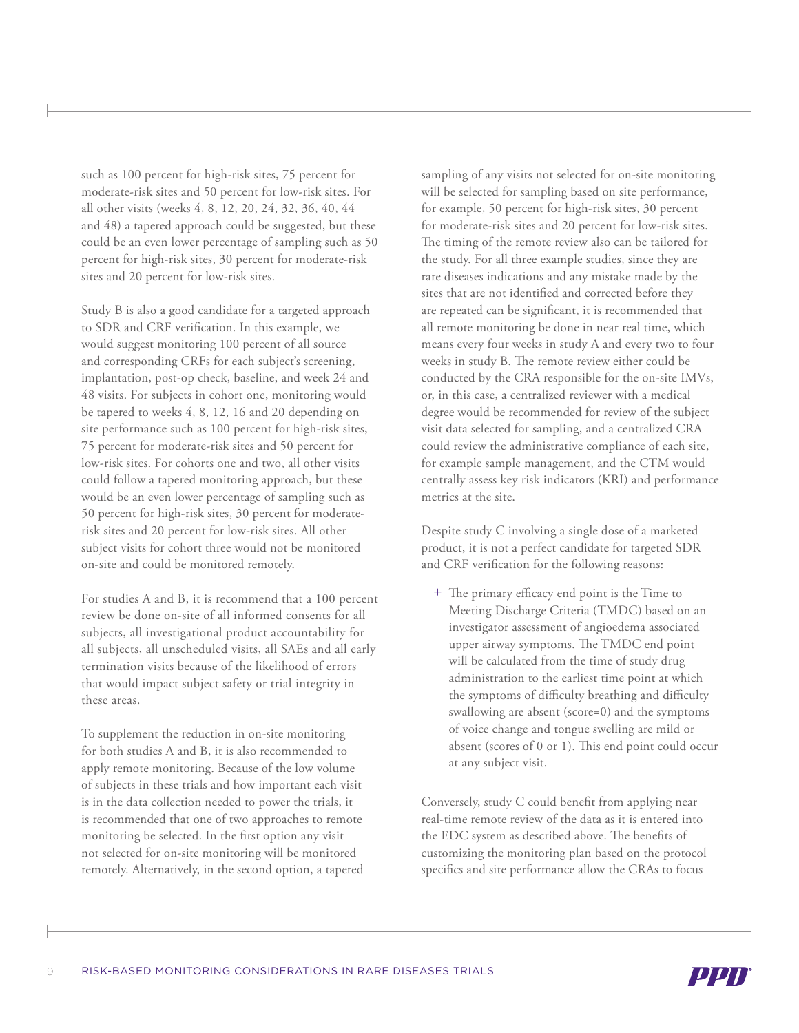such as 100 percent for high-risk sites, 75 percent for moderate-risk sites and 50 percent for low-risk sites. For all other visits (weeks 4, 8, 12, 20, 24, 32, 36, 40, 44 and 48) a tapered approach could be suggested, but these could be an even lower percentage of sampling such as 50 percent for high-risk sites, 30 percent for moderate-risk sites and 20 percent for low-risk sites.

Study B is also a good candidate for a targeted approach to SDR and CRF verification. In this example, we would suggest monitoring 100 percent of all source and corresponding CRFs for each subject's screening, implantation, post-op check, baseline, and week 24 and 48 visits. For subjects in cohort one, monitoring would be tapered to weeks 4, 8, 12, 16 and 20 depending on site performance such as 100 percent for high-risk sites, 75 percent for moderate-risk sites and 50 percent for low-risk sites. For cohorts one and two, all other visits could follow a tapered monitoring approach, but these would be an even lower percentage of sampling such as 50 percent for high-risk sites, 30 percent for moderate-risk sites and 20 percent for low-risk sites. All other subject visits for cohort three would not be monitored on-site and could be monitored remotely.

For studies A and B, it is recommend that a 100 percent review be done on-site of all informed consents for all subjects, all investigational product accountability for all subjects, all unscheduled visits, all SAEs and all early termination visits because of the likelihood of errors that would impact subject safety or trial integrity in these areas.

To supplement the reduction in on-site monitoring for both studies A and B, it is also recommended to apply remote monitoring. Because of the low volume of subjects in these trials and how important each visit is in the data collection needed to power the trials, it is recommended that one of two approaches to remote monitoring be selected. In the first option any visit not selected for on-site monitoring will be monitored remotely. Alternatively, in the second option, a tapered sampling of any visits not selected for on-site monitoring will be selected for sampling based on site performance, for example, 50 percent for high-risk sites, 30 percent for moderate-risk sites and 20 percent for low-risk sites. The timing of the remote review also can be tailored for the study. For all three example studies, since they are rare diseases indications and any mistake made by the sites that are not identified and corrected before they are repeated can be significant, it is recommended that all remote monitoring be done in near real time, which means every four weeks in study A and every two to four weeks in study B. The remote review either could be conducted by the CRA responsible for the on-site IMVs, or, in this case, a centralized reviewer with a medical degree would be recommended for review of the subject visit data selected for sampling, and a centralized CRA could review the administrative compliance of each site, for example sample management, and the CTM would centrally assess key risk indicators (KRI) and performance metrics at the site.

Despite study C involving a single dose of a marketed product, it is not a perfect candidate for targeted SDR and CRF verification for the following reasons:

+ The primary efficacy end point is the Time to Meeting Discharge Criteria (TMDC) based on an investigator assessment of angioedema associated upper airway symptoms. The TMDC end point will be calculated from the time of study drug administration to the earliest time point at which the symptoms of difficulty breathing and difficulty swallowing are absent (score=0) and the symptoms of voice change and tongue swelling are mild or absent (scores of 0 or 1). This end point could occur at any subject visit.

Conversely, study C could benefit from applying near real-time remote review of the data as it is entered into the EDC system as described above. The benefits of customizing the monitoring plan based on the protocol specifics and site performance allow the CRAs to focus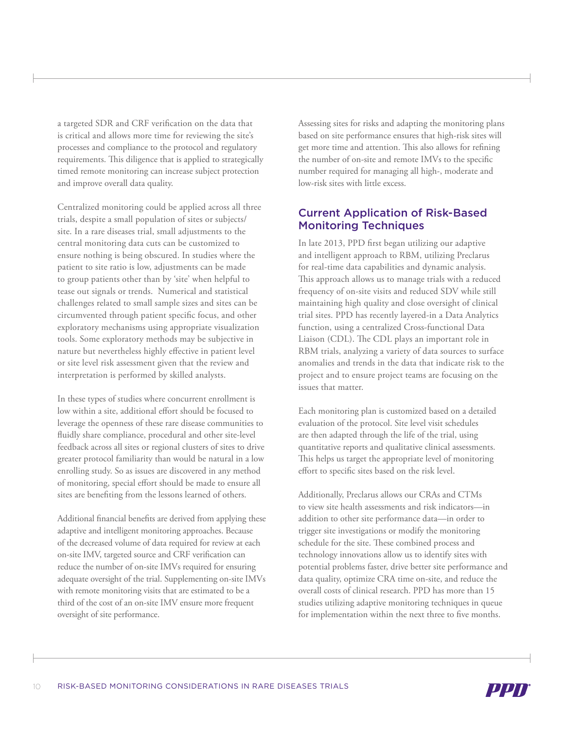a targeted SDR and CRF verification on the data that is critical and allows more time for reviewing the site's processes and compliance to the protocol and regulatory requirements. This diligence that is applied to strategically timed remote monitoring can increase subject protection and improve overall data quality.

Centralized monitoring could be applied across all three trials, despite a small population of sites or subjects/site. In a rare diseases trial, small adjustments to the central monitoring data cuts can be customized to ensure nothing is being obscured. In studies where the patient to site ratio is low, adjustments can be made to group patients other than by 'site' when helpful to tease out signals or trends. Numerical and statistical challenges related to small sample sizes and sites can be circumvented through patient specific focus, and other exploratory mechanisms using appropriate visualization tools. Some exploratory methods may be subjective in nature but nevertheless highly effective in patient level or site level risk assessment given that the review and interpretation is performed by skilled analysts.

In these types of studies where concurrent enrollment is low within a site, additional effort should be focused to leverage the openness of these rare disease communities to fluidly share compliance, procedural and other site-level feedback across all sites or regional clusters of sites to drive greater protocol familiarity than would be natural in a low enrolling study. So as issues are discovered in any method of monitoring, special effort should be made to ensure all sites are benefiting from the lessons learned of others.

Additional financial benefits are derived from applying these adaptive and intelligent monitoring approaches. Because of the decreased volume of data required for review at each on-site IMV, targeted source and CRF verification can reduce the number of on-site IMVs required for ensuring adequate oversight of the trial. Supplementing on-site IMVs with remote monitoring visits that are estimated to be a third of the cost of an on-site IMV ensure more frequent oversight of site performance.

Assessing sites for risks and adapting the monitoring plans based on site performance ensures that high-risk sites will get more time and attention. This also allows for refining the number of on-site and remote IMVs to the specific number required for managing all high-, moderate and low-risk sites with little excess.

## Current Application of Risk-Based Monitoring Techniques

In late 2013, PPD first began utilizing our adaptive and intelligent approach to RBM, utilizing Preclarus for real-time data capabilities and dynamic analysis. This approach allows us to manage trials with a reduced frequency of on-site visits and reduced SDV while still maintaining high quality and close oversight of clinical trial sites. PPD has recently layered-in a Data Analytics function, using a centralized Cross-functional Data Liaison (CDL). The CDL plays an important role in RBM trials, analyzing a variety of data sources to surface anomalies and trends in the data that indicate risk to the project and to ensure project teams are focusing on the issues that matter.

Each monitoring plan is customized based on a detailed evaluation of the protocol. Site level visit schedules are then adapted through the life of the trial, using quantitative reports and qualitative clinical assessments. This helps us target the appropriate level of monitoring effort to specific sites based on the risk level.

Additionally, Preclarus allows our CRAs and CTMs to view site health assessments and risk indicators—in addition to other site performance data—in order to trigger site investigations or modify the monitoring schedule for the site. These combined process and technology innovations allow us to identify sites with potential problems faster, drive better site performance and data quality, optimize CRA time on-site, and reduce the overall costs of clinical research. PPD has more than 15 studies utilizing adaptive monitoring techniques in queue for implementation within the next three to five months.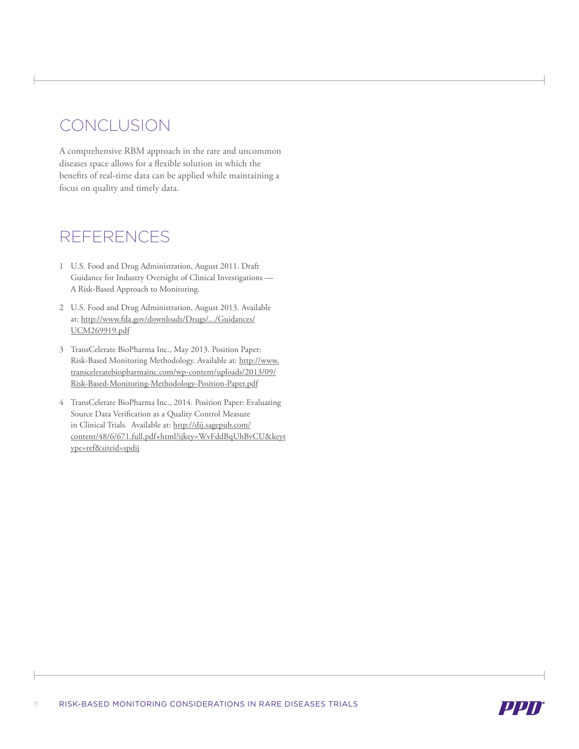## CONCLUSION

A comprehensive RBM approach in the rare and uncommon diseases space allows for a flexible solution in which the benefits of real-time data can be applied while maintaining a focus on quality and timely data.

## REFERENCES

1. U.S. Food and Drug Administration, August 2011. Draft Guidance for Industry Oversight of Clinical Investigations — A Risk-Based Approach to Monitoring.
2. U.S. Food and Drug Administration, August 2013. Available at: http://www.fda.gov/downloads/Drugs/.../Guidances/UCM269919.pdf
3. TransCelerate BioPharma Inc., May 2013. Position Paper: Risk-Based Monitoring Methodology. Available at: http://www.transceleratebiopharmainc.com/wp-content/uploads/2013/09/Risk-Based-Monitoring-Methodology-Position-Paper.pdf
4. TransCelerate BioPharma Inc., 2014. Position Paper: Evaluating Source Data Verification as a Quality Control Measure in Clinical Trials. Available at: http://dij.sagepub.com/content/48/6/671.full.pdf+html?ijkey=WvFddBqUhBvCU&keytype=ref&siteid=spdij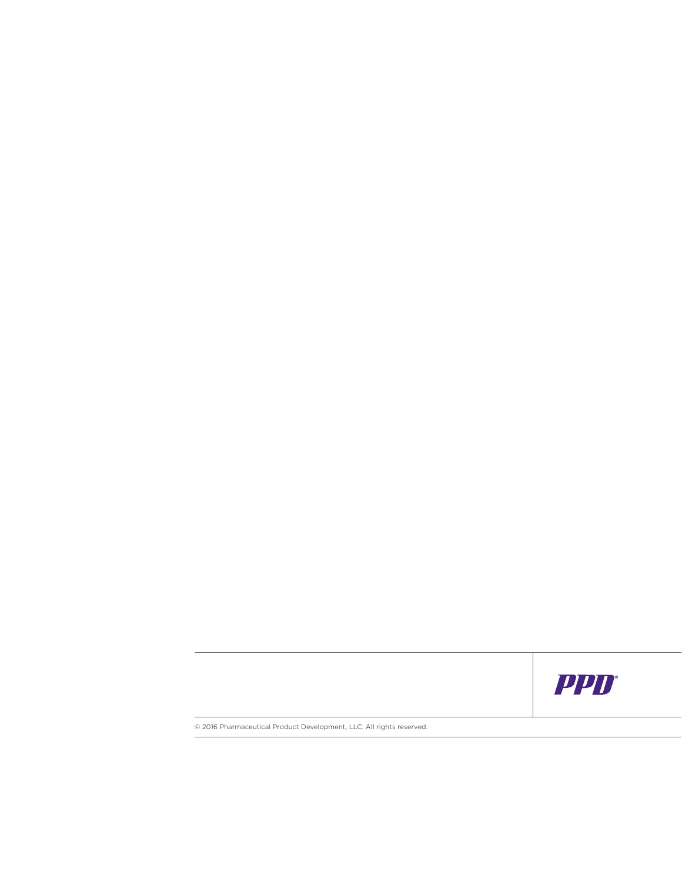PPD®

© 2016 Pharmaceutical Product Development, LLC. All rights reserved.